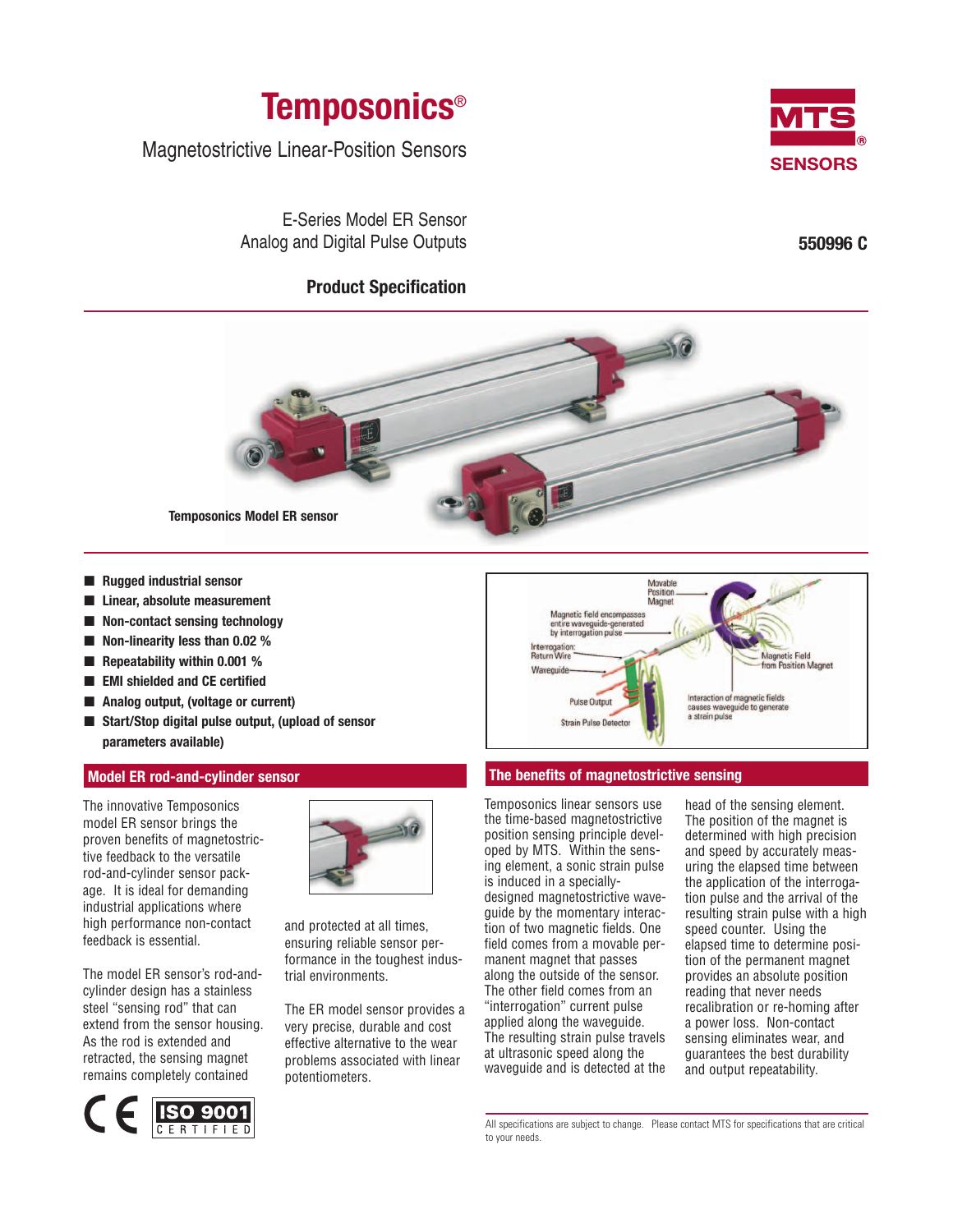# Temposonics®

Magnetostrictive Linear-Position Sensors

E-Series Model ER Sensor
Analog and Digital Pulse Outputs

**550996 C**

## Product Specification

Temposonics Model ER sensor

- Rugged industrial sensor
- Linear, absolute measurement
- Non-contact sensing technology
- Non-linearity less than 0.02 %
- Repeatability within 0.001 %
- EMI shielded and CE certified
- Analog output, (voltage or current)
- Start/Stop digital pulse output, (upload of sensor parameters available)

## Model ER rod-and-cylinder sensor

The innovative Temposonics model ER sensor brings the proven benefits of magnetostrictive feedback to the versatile rod-and-cylinder sensor package. It is ideal for demanding industrial applications where high performance non-contact feedback is essential.

The model ER sensor's rod-and-cylinder design has a stainless steel "sensing rod" that can extend from the sensor housing. As the rod is extended and retracted, the sensing magnet remains completely contained and protected at all times, ensuring reliable sensor performance in the toughest industrial environments.

The ER model sensor provides a very precise, durable and cost effective alternative to the wear problems associated with linear potentiometers.

## The benefits of magnetostrictive sensing

Temposonics linear sensors use the time-based magnetostrictive position sensing principle developed by MTS. Within the sensing element, a sonic strain pulse is induced in a specially-designed magnetostrictive waveguide by the momentary interaction of two magnetic fields. One field comes from a movable permanent magnet that passes along the outside of the sensor. The other field comes from an "interrogation" current pulse applied along the waveguide. The resulting strain pulse travels at ultrasonic speed along the waveguide and is detected at the head of the sensing element. The position of the magnet is determined with high precision and speed by accurately measuring the elapsed time between the application of the interrogation pulse and the arrival of the resulting strain pulse with a high speed counter. Using the elapsed time to determine position of the permanent magnet provides an absolute position reading that never needs recalibration or re-homing after a power loss. Non-contact sensing eliminates wear, and guarantees the best durability and output repeatability.

All specifications are subject to change. Please contact MTS for specifications that are critical to your needs.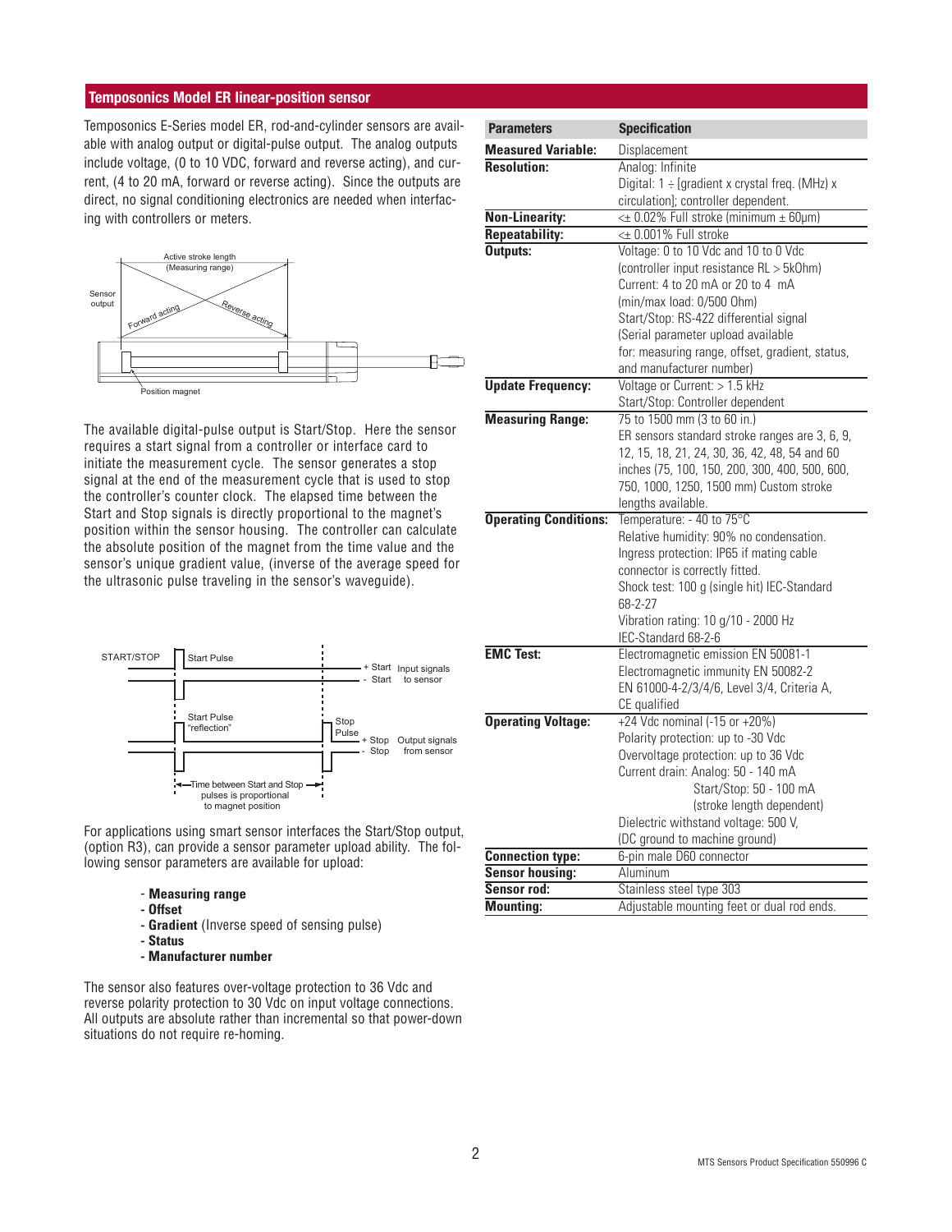## Temposonics Model ER linear-position sensor

Temposonics E-Series model ER, rod-and-cylinder sensors are available with analog output or digital-pulse output. The analog outputs include voltage, (0 to 10 VDC, forward and reverse acting), and current, (4 to 20 mA, forward or reverse acting). Since the outputs are direct, no signal conditioning electronics are needed when interfacing with controllers or meters.

The available digital-pulse output is Start/Stop. Here the sensor requires a start signal from a controller or interface card to initiate the measurement cycle. The sensor generates a stop signal at the end of the measurement cycle that is used to stop the controller's counter clock. The elapsed time between the Start and Stop signals is directly proportional to the magnet's position within the sensor housing. The controller can calculate the absolute position of the magnet from the time value and the sensor's unique gradient value, (inverse of the average speed for the ultrasonic pulse traveling in the sensor's waveguide).

For applications using smart sensor interfaces the Start/Stop output, (option R3), can provide a sensor parameter upload ability. The following sensor parameters are available for upload:

- **Measuring range**
- **Offset**
- **Gradient** (Inverse speed of sensing pulse)
- **Status**
- **Manufacturer number**

The sensor also features over-voltage protection to 36 Vdc and reverse polarity protection to 30 Vdc on input voltage connections. All outputs are absolute rather than incremental so that power-down situations do not require re-homing.

| Parameters | Specification |
|---|---|
| **Measured Variable:** | Displacement |
| **Resolution:** | Analog: Infinite<br>Digital: 1 ÷ [gradient x crystal freq. (MHz) x circulation]; controller dependent. |
| **Non-Linearity:** | <± 0.02% Full stroke (minimum ± 60µm) |
| **Repeatability:** | <± 0.001% Full stroke |
| **Outputs:** | Voltage: 0 to 10 Vdc and 10 to 0 Vdc (controller input resistance RL > 5kOhm)<br>Current: 4 to 20 mA or 20 to 4 mA (min/max load: 0/500 Ohm)<br>Start/Stop: RS-422 differential signal (Serial parameter upload available for: measuring range, offset, gradient, status, and manufacturer number) |
| **Update Frequency:** | Voltage or Current: > 1.5 kHz<br>Start/Stop: Controller dependent |
| **Measuring Range:** | 75 to 1500 mm (3 to 60 in.)<br>ER sensors standard stroke ranges are 3, 6, 9, 12, 15, 18, 21, 24, 30, 36, 42, 48, 54 and 60 inches (75, 100, 150, 200, 300, 400, 500, 600, 750, 1000, 1250, 1500 mm) Custom stroke lengths available. |
| **Operating Conditions:** | Temperature: - 40 to 75°C<br>Relative humidity: 90% no condensation.<br>Ingress protection: IP65 if mating cable connector is correctly fitted.<br>Shock test: 100 g (single hit) IEC-Standard 68-2-27<br>Vibration rating: 10 g/10 - 2000 Hz IEC-Standard 68-2-6 |
| **EMC Test:** | Electromagnetic emission EN 50081-1<br>Electromagnetic immunity EN 50082-2<br>EN 61000-4-2/3/4/6, Level 3/4, Criteria A, CE qualified |
| **Operating Voltage:** | +24 Vdc nominal (-15 or +20%)<br>Polarity protection: up to -30 Vdc<br>Overvoltage protection: up to 36 Vdc<br>Current drain: Analog: 50 - 140 mA<br>Start/Stop: 50 - 100 mA (stroke length dependent)<br>Dielectric withstand voltage: 500 V, (DC ground to machine ground) |
| **Connection type:** | 6-pin male D60 connector |
| **Sensor housing:** | Aluminum |
| **Sensor rod:** | Stainless steel type 303 |
| **Mounting:** | Adjustable mounting feet or dual rod ends. |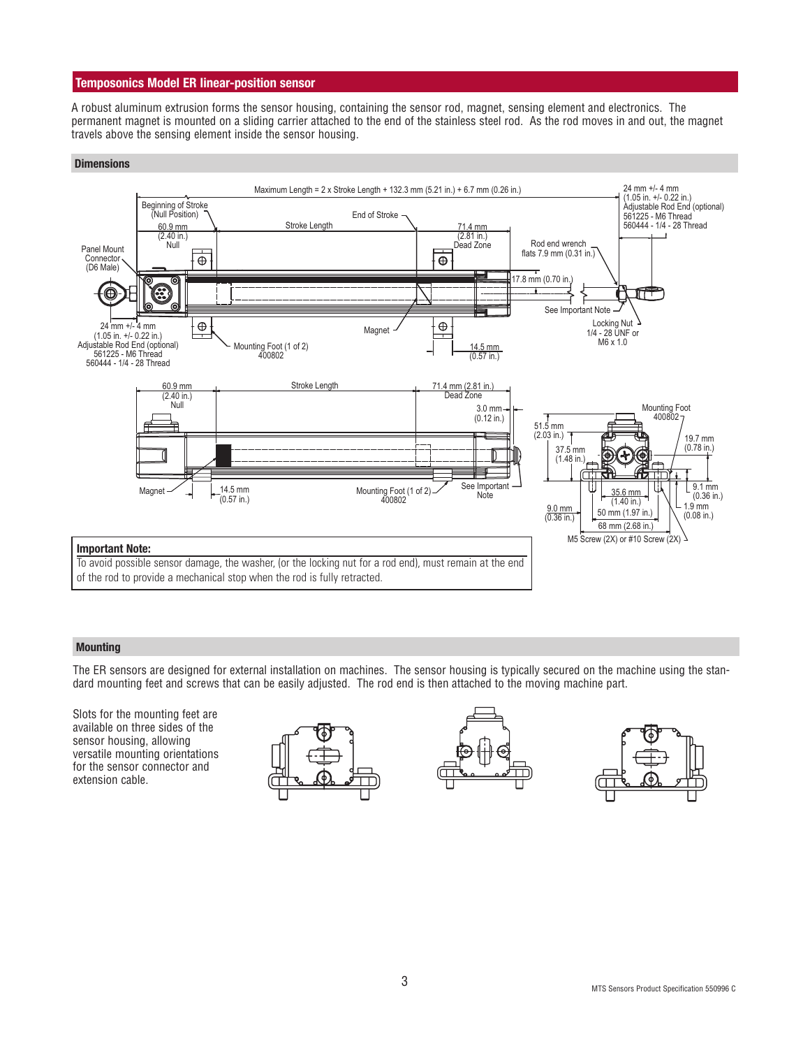## Temposonics Model ER linear-position sensor

A robust aluminum extrusion forms the sensor housing, containing the sensor rod, magnet, sensing element and electronics. The permanent magnet is mounted on a sliding carrier attached to the end of the stainless steel rod. As the rod moves in and out, the magnet travels above the sensing element inside the sensor housing.

### Dimensions

Maximum Length = 2 x Stroke Length + 132.3 mm (5.21 in.) + 6.7 mm (0.26 in.)

Beginning of Stroke (Null Position)

End of Stroke

Stroke Length

60.9 mm (2.40 in.) Null

71.4 mm (2.81 in.) Dead Zone

24 mm +/- 4 mm (1.05 in. +/- 0.22 in.) Adjustable Rod End (optional) 561225 - M6 Thread 560444 - 1/4 - 28 Thread

Panel Mount Connector (D6 Male)

Rod end wrench flats 7.9 mm (0.31 in.)

17.8 mm (0.70 in.)

See Important Note

Locking Nut 1/4 - 28 UNF or M6 x 1.0

Magnet

Mounting Foot (1 of 2) 400802

14.5 mm (0.57 in.)

3.0 mm (0.12 in.)

See Important Note

Mounting Foot 400802

51.5 mm (2.03 in.)

37.5 mm (1.48 in.)

19.7 mm (0.78 in.)

9.1 mm (0.36 in.)

1.9 mm (0.08 in.)

35.6 mm (1.40 in.)

50 mm (1.97 in.)

68 mm (2.68 in.)

9.0 mm (0.36 in.)

M5 Screw (2X) or #10 Screw (2X)

**Important Note:**

To avoid possible sensor damage, the washer, (or the locking nut for a rod end), must remain at the end of the rod to provide a mechanical stop when the rod is fully retracted.

### Mounting

The ER sensors are designed for external installation on machines. The sensor housing is typically secured on the machine using the standard mounting feet and screws that can be easily adjusted. The rod end is then attached to the moving machine part.

Slots for the mounting feet are available on three sides of the sensor housing, allowing versatile mounting orientations for the sensor connector and extension cable.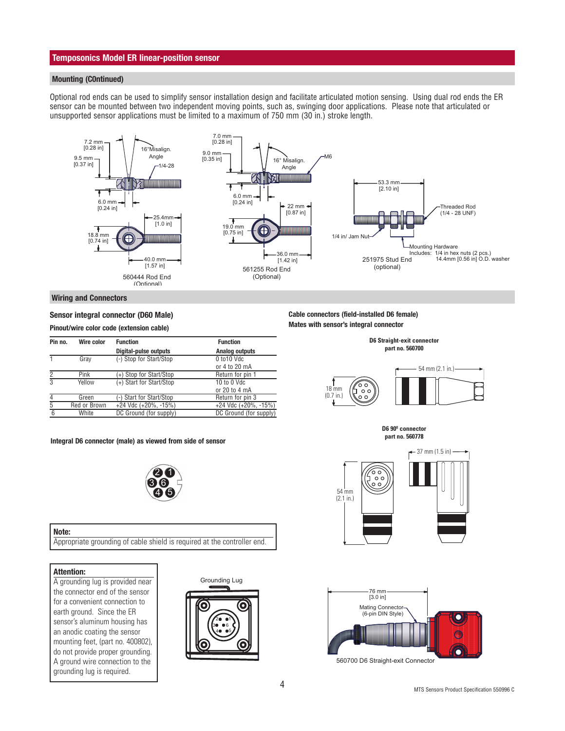## Temposonics Model ER linear-position sensor

### Mounting (COntinued)

Optional rod ends can be used to simplify sensor installation design and facilitate articulated motion sensing. Using dual rod ends the ER sensor can be mounted between two independent moving points, such as, swinging door applications. Please note that articulated or unsupported sensor applications must be limited to a maximum of 750 mm (30 in.) stroke length.

7.2 mm [0.28 in]
9.5 mm [0.37 in]
16°Misalign. Angle
1/4-28
6.0 mm [0.24 in]
25.4mm [1.0 in]
18.8 mm [0.74 in]
40.0 mm [1.57 in]

560444 Rod End (Optional)

7.0 mm [0.28 in]
9.0 mm [0.35 in]
16° Misalign. Angle
M6
6.0 mm [0.24 in]
22 mm [0.87 in]
19.0 mm [0.75 in]
36.0 mm [1.42 in]

561255 Rod End (Optional)

53.3 mm [2.10 in]
Threaded Rod (1/4 - 28 UNF)
1/4 in/ Jam Nut
Mounting Hardware Includes: 1/4 in hex nuts (2 pcs.) 14.4mm [0.56 in] O.D. washer

251975 Stud End (optional)

### Wiring and Connectors

#### Sensor integral connector (D60 Male)

**Pinout/wire color code (extension cable)**

| Pin no. | Wire color | Function<br>Digital-pulse outputs | Function<br>Analog outputs |
|---|---|---|---|
| 1 | Gray | (-) Stop for Start/Stop | 0 to10 Vdc or 4 to 20 mA |
| 2 | Pink | (+) Stop for Start/Stop | Return for pin 1 |
| 3 | Yellow | (+) Start for Start/Stop | 10 to 0 Vdc or 20 to 4 mA |
| 4 | Green | (-) Start for Start/Stop | Return for pin 3 |
| 5 | Red or Brown | +24 Vdc (+20%, -15%) | +24 Vdc (+20%, -15%) |
| 6 | White | DC Ground (for supply) | DC Ground (for supply) |

**Integral D6 connector (male) as viewed from side of sensor**

**Note:**
Appropriate grounding of cable shield is required at the controller end.

**Attention:**
A grounding lug is provided near the connector end of the sensor for a convenient connection to earth ground. Since the ER sensor's aluminum housing has an anodic coating the sensor mounting feet, (part no. 400802), do not provide proper grounding. A ground wire connection to the grounding lug is required.

Grounding Lug

#### Cable connectors (field-installed D6 female)

**Mates with sensor's integral connector**

**D6 Straight-exit connector part no. 560700**

18 mm (0.7 in.)
54 mm (2.1 in.)

**D6 90º connector part no. 560778**

37 mm (1.5 in)
54 mm (2.1 in.)

76 mm [3.0 in]
Mating Connector (6-pin DIN Style)

560700 D6 Straight-exit Connector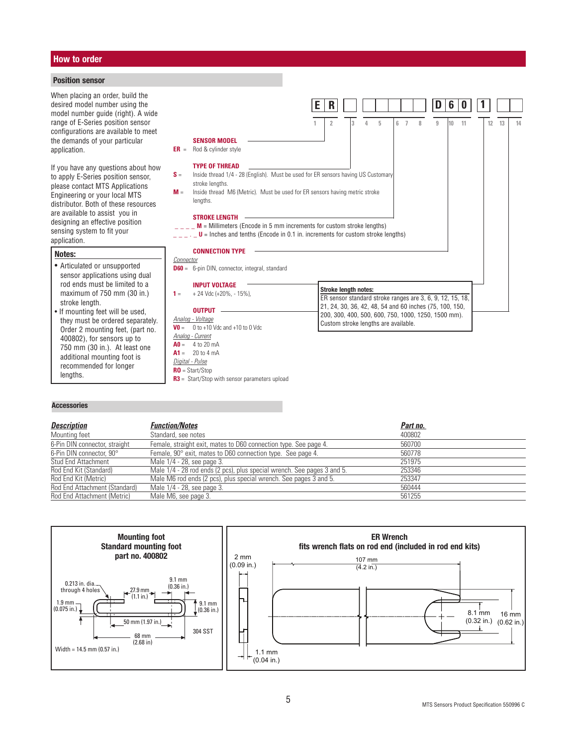## How to order

### Position sensor

When placing an order, build the desired model number using the model number guide (right). A wide range of E-Series position sensor configurations are available to meet the demands of your particular application.

If you have any questions about how to apply E-Series position sensor, please contact MTS Applications Engineering or your local MTS distributor. Both of these resources are available to assist you in designing an effective position sensing system to fit your application.

**Notes:**

- Articulated or unsupported sensor applications using dual rod ends must be limited to a maximum of 750 mm (30 in.) stroke length.
- If mounting feet will be used, they must be ordered separately. Order 2 mounting feet, (part no. 400802), for sensors up to 750 mm (30 in.). At least one additional mounting foot is recommended for longer lengths.

| E | R | _ | _ | _ | _ | _ | _ | D | 6 | 0 | 1 | _ | _ |
|---|---|---|---|---|---|---|---|---|---|---|---|---|---|
| 1 | 2 | 3 | 4 | 5 | 6 | 7 | 8 | 9 | 10 | 11 | 12 | 13 | 14 |

**SENSOR MODEL**

**ER** = Rod & cylinder style

**TYPE OF THREAD**

**S** = Inside thread 1/4 - 28 (English). Must be used for ER sensors having US Customary stroke lengths.

**M** = Inside thread M6 (Metric). Must be used for ER sensors having metric stroke lengths.

**STROKE LENGTH**

_ _ _ _ **M** = Millimeters (Encode in 5 mm increments for custom stroke lengths)

_ _ _ . _ **U** = Inches and tenths (Encode in 0.1 in. increments for custom stroke lengths)

**CONNECTION TYPE**

*Connector*

**D60** = 6-pin DIN, connector, integral, standard

**INPUT VOLTAGE**

**1** = + 24 Vdc (+20%, - 15%),

**OUTPUT**

*Analog - Voltage*

**V0** = 0 to +10 Vdc and +10 to 0 Vdc

*Analog - Current*

**A0** = 4 to 20 mA

**A1** = 20 to 4 mA

*Digital - Pulse*

**R0** = Start/Stop

**R3** = Start/Stop with sensor parameters upload

**Stroke length notes:**
ER sensor standard stroke ranges are 3, 6, 9, 12, 15, 18, 21, 24, 30, 36, 42, 48, 54 and 60 inches (75, 100, 150, 200, 300, 400, 500, 600, 750, 1000, 1250, 1500 mm). Custom stroke lengths are available.

### Accessories

| Description | Function/Notes | Part no. |
|---|---|---|
| Mounting feet | Standard, see notes | 400802 |
| 6-Pin DIN connector, straight | Female, straight exit, mates to D60 connection type. See page 4. | 560700 |
| 6-Pin DIN connector, 90° | Female, 90° exit, mates to D60 connection type. See page 4. | 560778 |
| Stud End Attachment | Male 1/4 - 28, see page 3. | 251975 |
| Rod End Kit (Standard) | Male 1/4 - 28 rod ends (2 pcs), plus special wrench. See pages 3 and 5. | 253346 |
| Rod End Kit (Metric) | Male M6 rod ends (2 pcs), plus special wrench. See pages 3 and 5. | 253347 |
| Rod End Attachment (Standard) | Male 1/4 - 28, see page 3. | 560444 |
| Rod End Attachment (Metric) | Male M6, see page 3. | 561255 |

**Mounting foot**
**Standard mounting foot**
**part no. 400802**

0.213 in. dia. through 4 holes; 27.9 mm (1.1 in.); 9.1 mm (0.36 in.); 1.9 mm (0.075 in.); 9.1 mm (0.36 in.); 50 mm (1.97 in.); 68 mm (2.68 in); 304 SST

Width = 14.5 mm (0.57 in.)

**ER Wrench**
**fits wrench flats on rod end (included in rod end kits)**

2 mm (0.09 in.); 107 mm (4.2 in.); 8.1 mm (0.32 in.); 16 mm (0.62 in.); 1.1 mm (0.04 in.)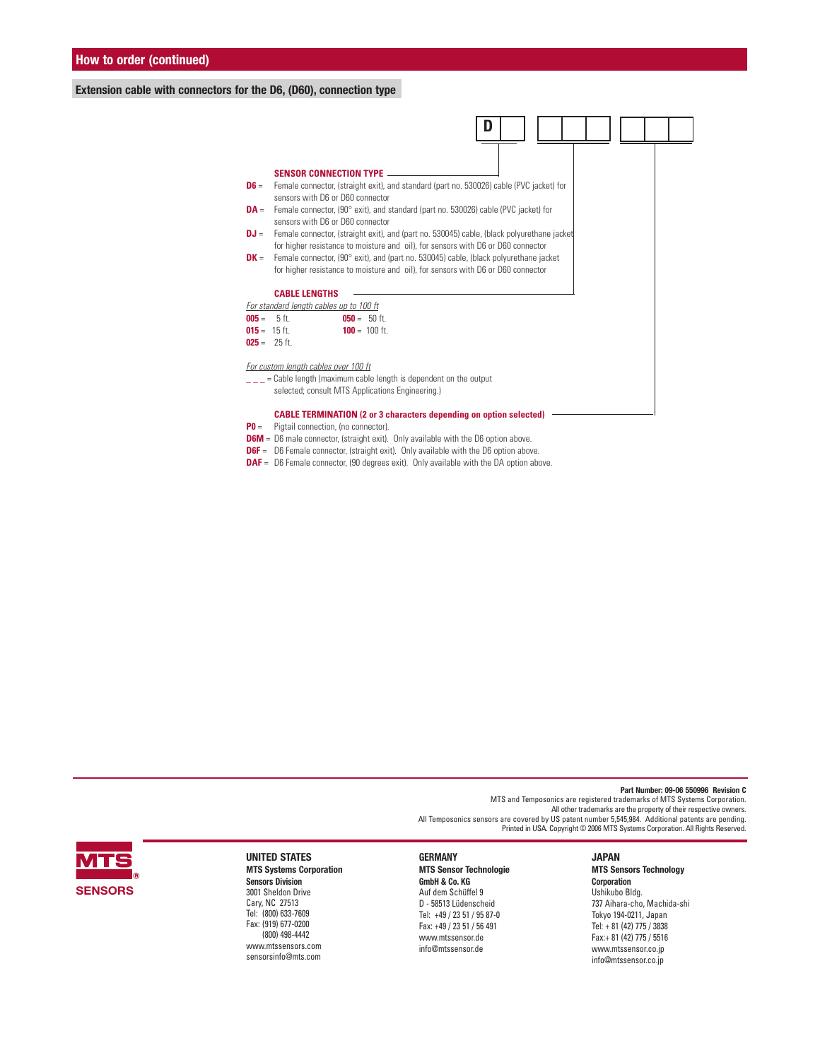## How to order (continued)

### Extension cable with connectors for the D6, (D60), connection type

D _ | _ _ _ | _ _ _

**SENSOR CONNECTION TYPE**

**D6** = Female connector, (straight exit), and standard (part no. 530026) cable (PVC jacket) for sensors with D6 or D60 connector

**DA** = Female connector, (90° exit), and standard (part no. 530026) cable (PVC jacket) for sensors with D6 or D60 connector

**DJ** = Female connector, (straight exit), and (part no. 530045) cable, (black polyurethane jacket for higher resistance to moisture and oil), for sensors with D6 or D60 connector

**DK** = Female connector, (90° exit), and (part no. 530045) cable, (black polyurethane jacket for higher resistance to moisture and oil), for sensors with D6 or D60 connector

**CABLE LENGTHS**

*For standard length cables up to 100 ft*

| | |
|---|---|
| **005** = 5 ft. | **050** = 50 ft. |
| **015** = 15 ft. | **100** = 100 ft. |
| **025** = 25 ft. | |

*For custom length cables over 100 ft*

_ _ _ = Cable length (maximum cable length is dependent on the output selected; consult MTS Applications Engineering.)

**CABLE TERMINATION (2 or 3 characters depending on option selected)**

**P0** = Pigtail connection, (no connector).

**D6M** = D6 male connector, (straight exit). Only available with the D6 option above.

**D6F** = D6 Female connector, (straight exit). Only available with the D6 option above.

**DAF** = D6 Female connector, (90 degrees exit). Only available with the DA option above.

---

**Part Number: 09-06 550996 Revision C**

MTS and Temposonics are registered trademarks of MTS Systems Corporation.
All other trademarks are the property of their respective owners.
All Temposonics sensors are covered by US patent number 5,545,984. Additional patents are pending.
Printed in USA. Copyright © 2006 MTS Systems Corporation. All Rights Reserved.

MTS SENSORS

**UNITED STATES**
**MTS Systems Corporation**
**Sensors Division**
3001 Sheldon Drive
Cary, NC 27513
Tel: (800) 633-7609
Fax: (919) 677-0200
(800) 498-4442
www.mtssensors.com
sensorsinfo@mts.com

**GERMANY**
**MTS Sensor Technologie**
**GmbH & Co. KG**
Auf dem Schüffel 9
D - 58513 Lüdenscheid
Tel: +49 / 23 51 / 95 87-0
Fax: +49 / 23 51 / 56 491
www.mtssensor.de
info@mtssensor.de

**JAPAN**
**MTS Sensors Technology**
**Corporation**
Ushikubo Bldg.
737 Aihara-cho, Machida-shi
Tokyo 194-0211, Japan
Tel: + 81 (42) 775 / 3838
Fax:+ 81 (42) 775 / 5516
www.mtssensor.co.jp
info@mtssensor.co.jp